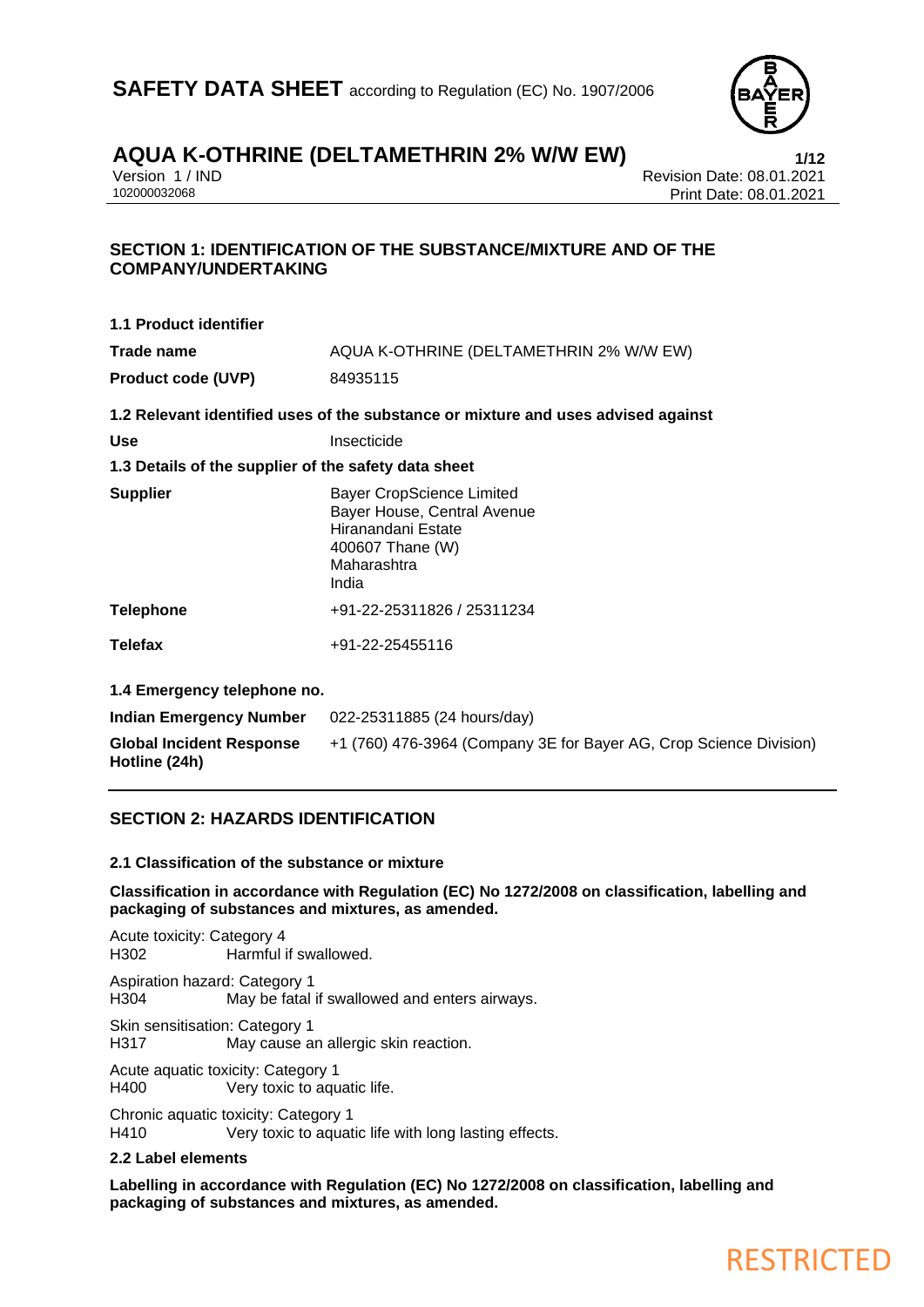# SAFETY DATA SHEET according to Regulation (EC) No. 1907/2006

## AQUA K-OTHRINE (DELTAMETHRIN 2% W/W EW)

Version 1 / IND
102000032068

Revision Date: 08.01.2021
Print Date: 08.01.2021

### SECTION 1: IDENTIFICATION OF THE SUBSTANCE/MIXTURE AND OF THE COMPANY/UNDERTAKING

**1.1 Product identifier**

| | |
|---|---|
| **Trade name** | AQUA K-OTHRINE (DELTAMETHRIN 2% W/W EW) |
| **Product code (UVP)** | 84935115 |

**1.2 Relevant identified uses of the substance or mixture and uses advised against**

| | |
|---|---|
| **Use** | Insecticide |

**1.3 Details of the supplier of the safety data sheet**

| | |
|---|---|
| **Supplier** | Bayer CropScience Limited<br>Bayer House, Central Avenue<br>Hiranandani Estate<br>400607 Thane (W)<br>Maharashtra<br>India |
| **Telephone** | +91-22-25311826 / 25311234 |
| **Telefax** | +91-22-25455116 |

**1.4 Emergency telephone no.**

| | |
|---|---|
| **Indian Emergency Number** | 022-25311885 (24 hours/day) |
| **Global Incident Response Hotline (24h)** | +1 (760) 476-3964 (Company 3E for Bayer AG, Crop Science Division) |

### SECTION 2: HAZARDS IDENTIFICATION

**2.1 Classification of the substance or mixture**

**Classification in accordance with Regulation (EC) No 1272/2008 on classification, labelling and packaging of substances and mixtures, as amended.**

Acute toxicity: Category 4
H302 Harmful if swallowed.

Aspiration hazard: Category 1
H304 May be fatal if swallowed and enters airways.

Skin sensitisation: Category 1
H317 May cause an allergic skin reaction.

Acute aquatic toxicity: Category 1
H400 Very toxic to aquatic life.

Chronic aquatic toxicity: Category 1
H410 Very toxic to aquatic life with long lasting effects.

**2.2 Label elements**

**Labelling in accordance with Regulation (EC) No 1272/2008 on classification, labelling and packaging of substances and mixtures, as amended.**

RESTRICTED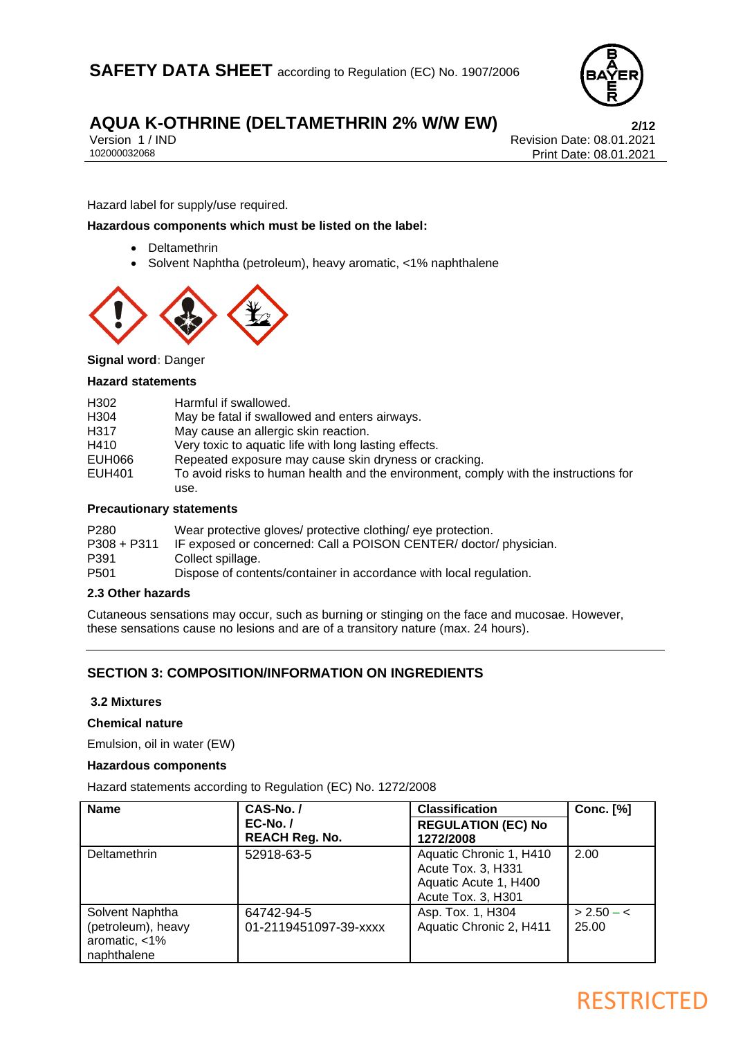Hazard label for supply/use required.

**Hazardous components which must be listed on the label:**

- Deltamethrin
- Solvent Naphtha (petroleum), heavy aromatic, <1% naphthalene

**Signal word**: Danger

**Hazard statements**

| | |
|---|---|
| H302 | Harmful if swallowed. |
| H304 | May be fatal if swallowed and enters airways. |
| H317 | May cause an allergic skin reaction. |
| H410 | Very toxic to aquatic life with long lasting effects. |
| EUH066 | Repeated exposure may cause skin dryness or cracking. |
| EUH401 | To avoid risks to human health and the environment, comply with the instructions for use. |

**Precautionary statements**

| | |
|---|---|
| P280 | Wear protective gloves/ protective clothing/ eye protection. |
| P308 + P311 | IF exposed or concerned: Call a POISON CENTER/ doctor/ physician. |
| P391 | Collect spillage. |
| P501 | Dispose of contents/container in accordance with local regulation. |

**2.3 Other hazards**

Cutaneous sensations may occur, such as burning or stinging on the face and mucosae. However, these sensations cause no lesions and are of a transitory nature (max. 24 hours).

## SECTION 3: COMPOSITION/INFORMATION ON INGREDIENTS

**3.2 Mixtures**

**Chemical nature**

Emulsion, oil in water (EW)

**Hazardous components**

Hazard statements according to Regulation (EC) No. 1272/2008

| Name | CAS-No. / EC-No. / REACH Reg. No. | Classification REGULATION (EC) No 1272/2008 | Conc. [%] |
|---|---|---|---|
| Deltamethrin | 52918-63-5 | Aquatic Chronic 1, H410<br>Acute Tox. 3, H331<br>Aquatic Acute 1, H400<br>Acute Tox. 3, H301 | 2.00 |
| Solvent Naphtha (petroleum), heavy aromatic, <1% naphthalene | 64742-94-5<br>01-2119451097-39-xxxx | Asp. Tox. 1, H304<br>Aquatic Chronic 2, H411 | > 2.50 – < 25.00 |

RESTRICTED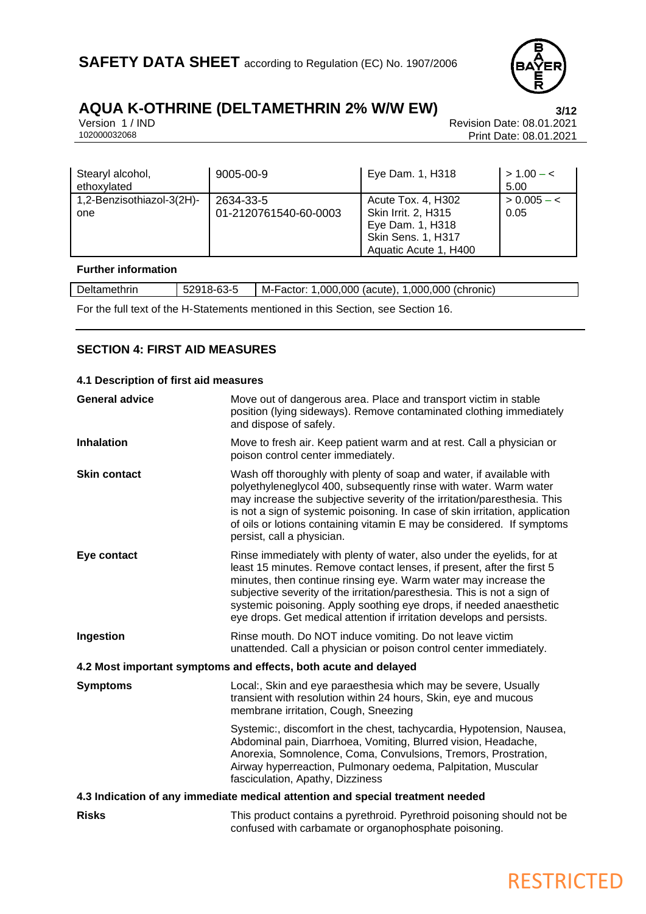| | | | |
|---|---|---|---|
| Stearyl alcohol, ethoxylated | 9005-00-9 | Eye Dam. 1, H318 | > 1.00 – < 5.00 |
| 1,2-Benzisothiazol-3(2H)-one | 2634-33-5<br>01-2120761540-60-0003 | Acute Tox. 4, H302<br>Skin Irrit. 2, H315<br>Eye Dam. 1, H318<br>Skin Sens. 1, H317<br>Aquatic Acute 1, H400 | > 0.005 – < 0.05 |

**Further information**

| | | |
|---|---|---|
| Deltamethrin | 52918-63-5 | M-Factor: 1,000,000 (acute), 1,000,000 (chronic) |

For the full text of the H-Statements mentioned in this Section, see Section 16.

## SECTION 4: FIRST AID MEASURES

### 4.1 Description of first aid measures

**General advice** Move out of dangerous area. Place and transport victim in stable position (lying sideways). Remove contaminated clothing immediately and dispose of safely.

**Inhalation** Move to fresh air. Keep patient warm and at rest. Call a physician or poison control center immediately.

**Skin contact** Wash off thoroughly with plenty of soap and water, if available with polyethyleneglycol 400, subsequently rinse with water. Warm water may increase the subjective severity of the irritation/paresthesia. This is not a sign of systemic poisoning. In case of skin irritation, application of oils or lotions containing vitamin E may be considered. If symptoms persist, call a physician.

**Eye contact** Rinse immediately with plenty of water, also under the eyelids, for at least 15 minutes. Remove contact lenses, if present, after the first 5 minutes, then continue rinsing eye. Warm water may increase the subjective severity of the irritation/paresthesia. This is not a sign of systemic poisoning. Apply soothing eye drops, if needed anaesthetic eye drops. Get medical attention if irritation develops and persists.

**Ingestion** Rinse mouth. Do NOT induce vomiting. Do not leave victim unattended. Call a physician or poison control center immediately.

### 4.2 Most important symptoms and effects, both acute and delayed

**Symptoms** Local:, Skin and eye paraesthesia which may be severe, Usually transient with resolution within 24 hours, Skin, eye and mucous membrane irritation, Cough, Sneezing

Systemic:, discomfort in the chest, tachycardia, Hypotension, Nausea, Abdominal pain, Diarrhoea, Vomiting, Blurred vision, Headache, Anorexia, Somnolence, Coma, Convulsions, Tremors, Prostration, Airway hyperreaction, Pulmonary oedema, Palpitation, Muscular fasciculation, Apathy, Dizziness

### 4.3 Indication of any immediate medical attention and special treatment needed

**Risks** This product contains a pyrethroid. Pyrethroid poisoning should not be confused with carbamate or organophosphate poisoning.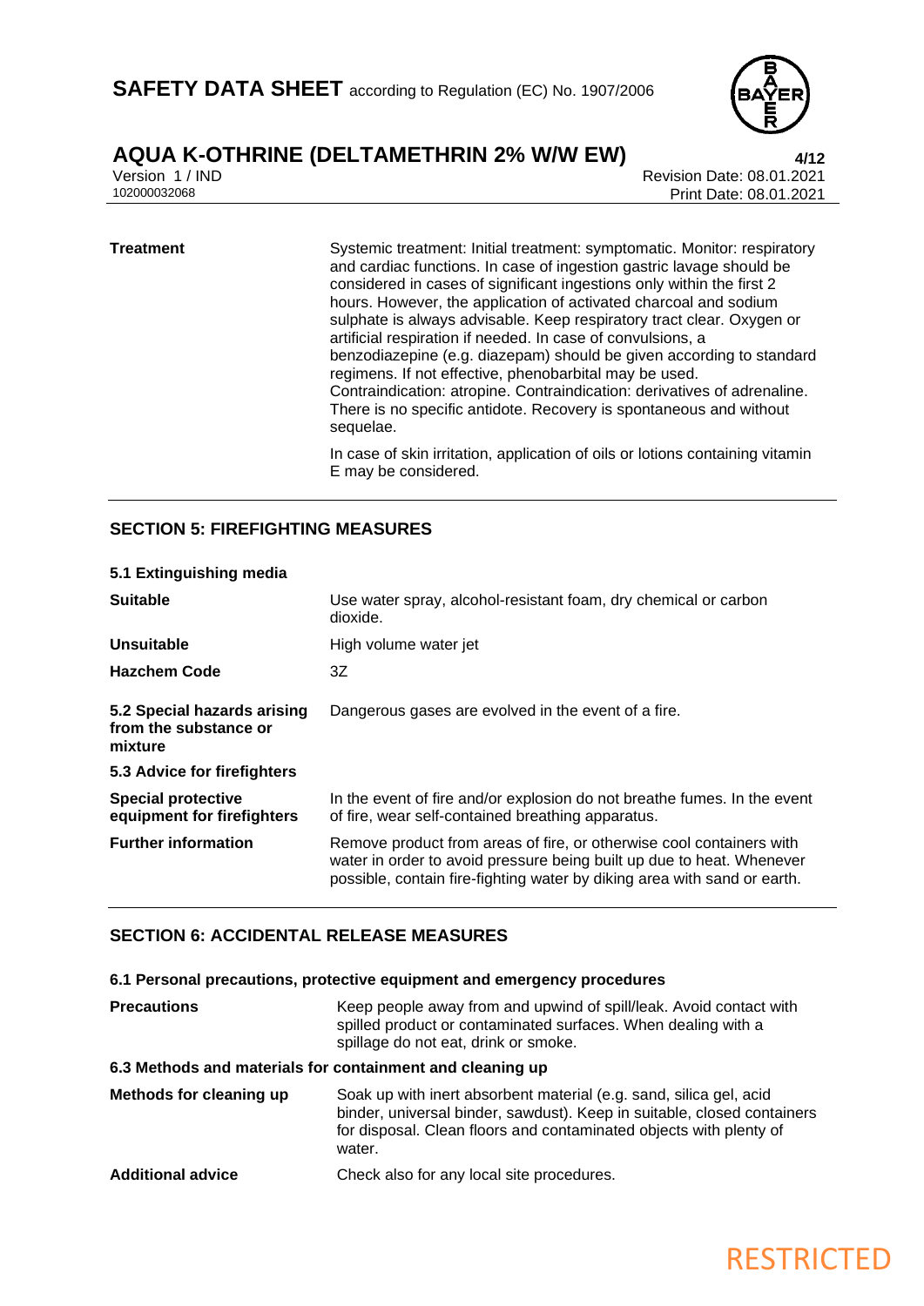| | |
|---|---|
| **Treatment** | Systemic treatment: Initial treatment: symptomatic. Monitor: respiratory and cardiac functions. In case of ingestion gastric lavage should be considered in cases of significant ingestions only within the first 2 hours. However, the application of activated charcoal and sodium sulphate is always advisable. Keep respiratory tract clear. Oxygen or artificial respiration if needed. In case of convulsions, a benzodiazepine (e.g. diazepam) should be given according to standard regimens. If not effective, phenobarbital may be used. Contraindication: atropine. Contraindication: derivatives of adrenaline. There is no specific antidote. Recovery is spontaneous and without sequelae.<br><br>In case of skin irritation, application of oils or lotions containing vitamin E may be considered. |

## SECTION 5: FIREFIGHTING MEASURES

### 5.1 Extinguishing media

| | |
|---|---|
| **Suitable** | Use water spray, alcohol-resistant foam, dry chemical or carbon dioxide. |
| **Unsuitable** | High volume water jet |
| **Hazchem Code** | 3Z |
| **5.2 Special hazards arising from the substance or mixture** | Dangerous gases are evolved in the event of a fire. |

### 5.3 Advice for firefighters

| | |
|---|---|
| **Special protective equipment for firefighters** | In the event of fire and/or explosion do not breathe fumes. In the event of fire, wear self-contained breathing apparatus. |
| **Further information** | Remove product from areas of fire, or otherwise cool containers with water in order to avoid pressure being built up due to heat. Whenever possible, contain fire-fighting water by diking area with sand or earth. |

## SECTION 6: ACCIDENTAL RELEASE MEASURES

### 6.1 Personal precautions, protective equipment and emergency procedures

| | |
|---|---|
| **Precautions** | Keep people away from and upwind of spill/leak. Avoid contact with spilled product or contaminated surfaces. When dealing with a spillage do not eat, drink or smoke. |

### 6.3 Methods and materials for containment and cleaning up

| | |
|---|---|
| **Methods for cleaning up** | Soak up with inert absorbent material (e.g. sand, silica gel, acid binder, universal binder, sawdust). Keep in suitable, closed containers for disposal. Clean floors and contaminated objects with plenty of water. |
| **Additional advice** | Check also for any local site procedures. |

RESTRICTED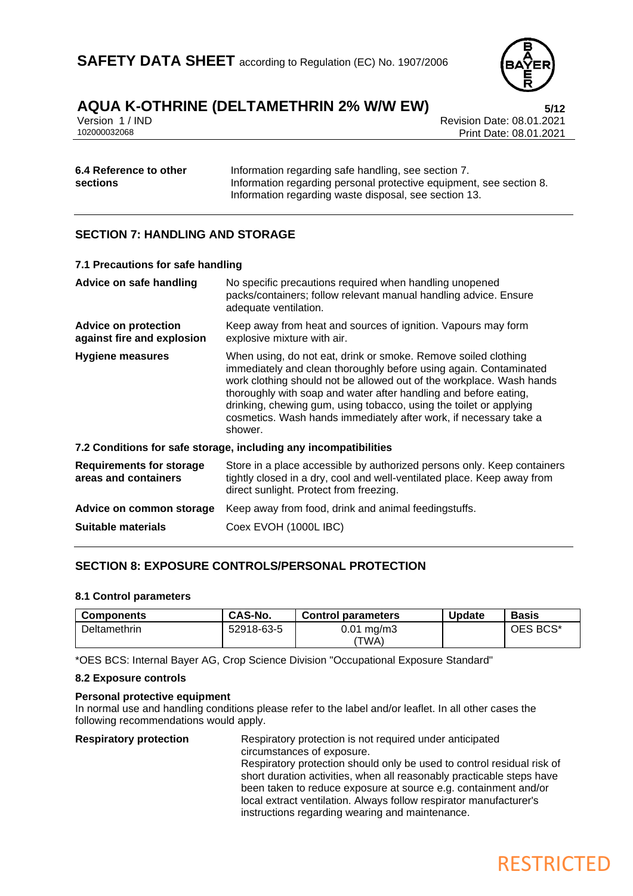| | |
|---|---|
| **6.4 Reference to other sections** | Information regarding safe handling, see section 7.<br>Information regarding personal protective equipment, see section 8.<br>Information regarding waste disposal, see section 13. |

## SECTION 7: HANDLING AND STORAGE

### 7.1 Precautions for safe handling

| | |
|---|---|
| **Advice on safe handling** | No specific precautions required when handling unopened packs/containers; follow relevant manual handling advice. Ensure adequate ventilation. |
| **Advice on protection against fire and explosion** | Keep away from heat and sources of ignition. Vapours may form explosive mixture with air. |
| **Hygiene measures** | When using, do not eat, drink or smoke. Remove soiled clothing immediately and clean thoroughly before using again. Contaminated work clothing should not be allowed out of the workplace. Wash hands thoroughly with soap and water after handling and before eating, drinking, chewing gum, using tobacco, using the toilet or applying cosmetics. Wash hands immediately after work, if necessary take a shower. |

### 7.2 Conditions for safe storage, including any incompatibilities

| | |
|---|---|
| **Requirements for storage areas and containers** | Store in a place accessible by authorized persons only. Keep containers tightly closed in a dry, cool and well-ventilated place. Keep away from direct sunlight. Protect from freezing. |
| **Advice on common storage** | Keep away from food, drink and animal feedingstuffs. |
| **Suitable materials** | Coex EVOH (1000L IBC) |

## SECTION 8: EXPOSURE CONTROLS/PERSONAL PROTECTION

### 8.1 Control parameters

| Components | CAS-No. | Control parameters | Update | Basis |
|---|---|---|---|---|
| Deltamethrin | 52918-63-5 | 0.01 mg/m3 (TWA) | | OES BCS* |

*OES BCS: Internal Bayer AG, Crop Science Division "Occupational Exposure Standard"

### 8.2 Exposure controls

**Personal protective equipment**

In normal use and handling conditions please refer to the label and/or leaflet. In all other cases the following recommendations would apply.

| | |
|---|---|
| **Respiratory protection** | Respiratory protection is not required under anticipated circumstances of exposure.<br>Respiratory protection should only be used to control residual risk of short duration activities, when all reasonably practicable steps have been taken to reduce exposure at source e.g. containment and/or local extract ventilation. Always follow respirator manufacturer's instructions regarding wearing and maintenance. |

RESTRICTED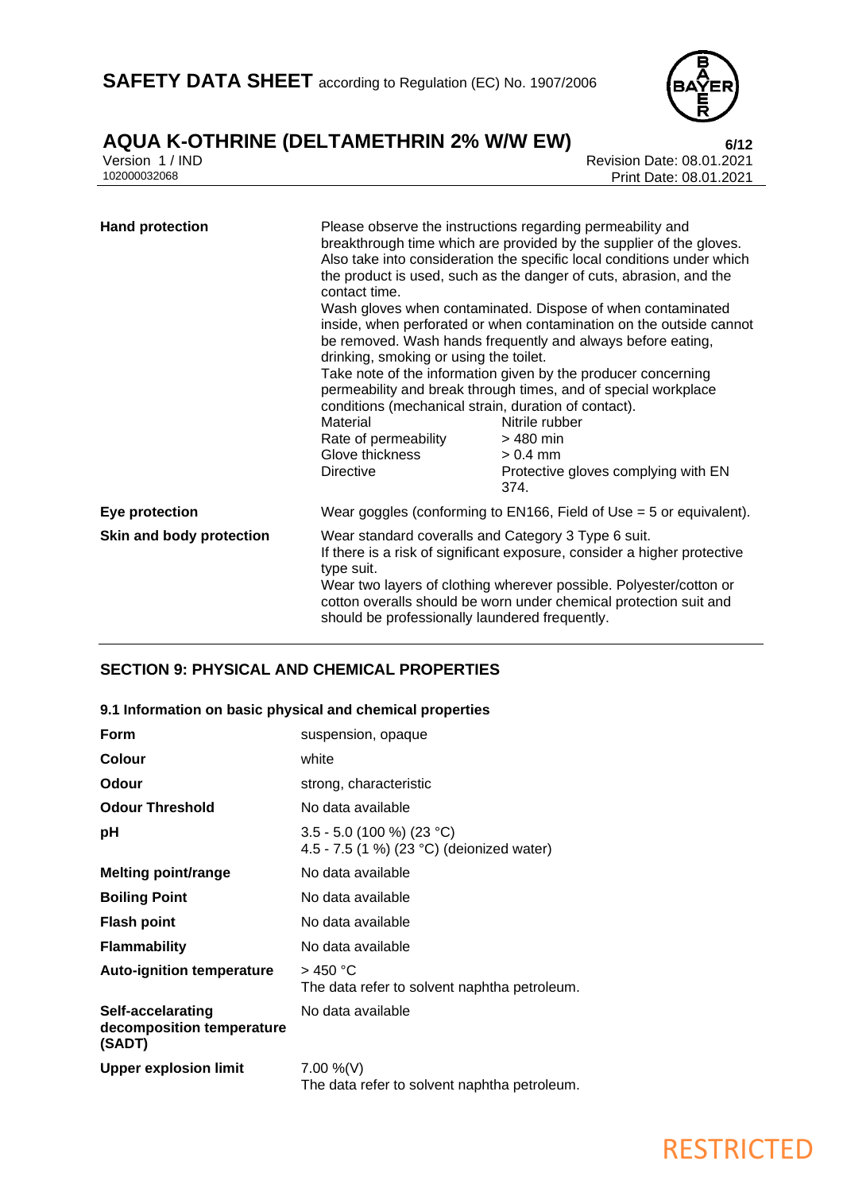| | |
|---|---|
| **Hand protection** | Please observe the instructions regarding permeability and breakthrough time which are provided by the supplier of the gloves. Also take into consideration the specific local conditions under which the product is used, such as the danger of cuts, abrasion, and the contact time.<br>Wash gloves when contaminated. Dispose of when contaminated inside, when perforated or when contamination on the outside cannot be removed. Wash hands frequently and always before eating, drinking, smoking or using the toilet.<br>Take note of the information given by the producer concerning permeability and break through times, and of special workplace conditions (mechanical strain, duration of contact).<br>Material: Nitrile rubber<br>Rate of permeability: > 480 min<br>Glove thickness: > 0.4 mm<br>Directive: Protective gloves complying with EN 374. |
| **Eye protection** | Wear goggles (conforming to EN166, Field of Use = 5 or equivalent). |
| **Skin and body protection** | Wear standard coveralls and Category 3 Type 6 suit.<br>If there is a risk of significant exposure, consider a higher protective type suit.<br>Wear two layers of clothing wherever possible. Polyester/cotton or cotton overalls should be worn under chemical protection suit and should be professionally laundered frequently. |

## SECTION 9: PHYSICAL AND CHEMICAL PROPERTIES

### 9.1 Information on basic physical and chemical properties

| | |
|---|---|
| **Form** | suspension, opaque |
| **Colour** | white |
| **Odour** | strong, characteristic |
| **Odour Threshold** | No data available |
| **pH** | 3.5 - 5.0 (100 %) (23 °C)<br>4.5 - 7.5 (1 %) (23 °C) (deionized water) |
| **Melting point/range** | No data available |
| **Boiling Point** | No data available |
| **Flash point** | No data available |
| **Flammability** | No data available |
| **Auto-ignition temperature** | > 450 °C<br>The data refer to solvent naphtha petroleum. |
| **Self-accelarating decomposition temperature (SADT)** | No data available |
| **Upper explosion limit** | 7.00 %(V)<br>The data refer to solvent naphtha petroleum. |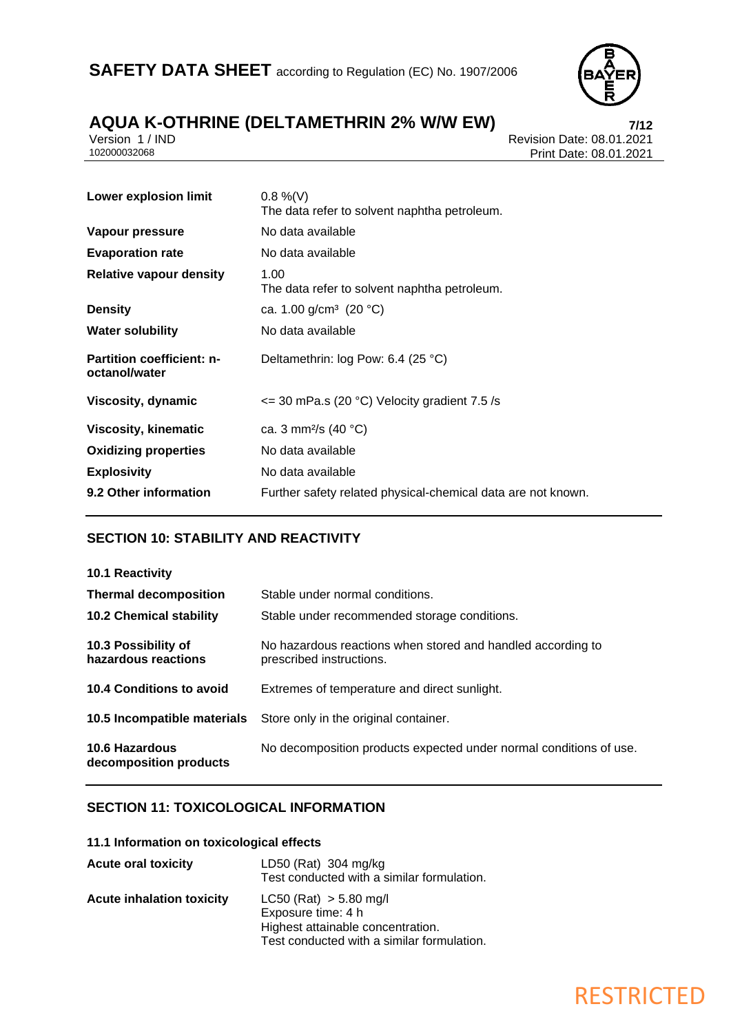| | |
|---|---|
| **Lower explosion limit** | 0.8 %(V)<br>The data refer to solvent naphtha petroleum. |
| **Vapour pressure** | No data available |
| **Evaporation rate** | No data available |
| **Relative vapour density** | 1.00<br>The data refer to solvent naphtha petroleum. |
| **Density** | ca. 1.00 g/cm³ (20 °C) |
| **Water solubility** | No data available |
| **Partition coefficient: n-octanol/water** | Deltamethrin: log Pow: 6.4 (25 °C) |
| **Viscosity, dynamic** | <= 30 mPa.s (20 °C) Velocity gradient 7.5 /s |
| **Viscosity, kinematic** | ca. 3 mm²/s (40 °C) |
| **Oxidizing properties** | No data available |
| **Explosivity** | No data available |
| **9.2 Other information** | Further safety related physical-chemical data are not known. |

## SECTION 10: STABILITY AND REACTIVITY

| | |
|---|---|
| **10.1 Reactivity** | |
| **Thermal decomposition** | Stable under normal conditions. |
| **10.2 Chemical stability** | Stable under recommended storage conditions. |
| **10.3 Possibility of hazardous reactions** | No hazardous reactions when stored and handled according to prescribed instructions. |
| **10.4 Conditions to avoid** | Extremes of temperature and direct sunlight. |
| **10.5 Incompatible materials** | Store only in the original container. |
| **10.6 Hazardous decomposition products** | No decomposition products expected under normal conditions of use. |

## SECTION 11: TOXICOLOGICAL INFORMATION

**11.1 Information on toxicological effects**

| | |
|---|---|
| **Acute oral toxicity** | LD50 (Rat) 304 mg/kg<br>Test conducted with a similar formulation. |
| **Acute inhalation toxicity** | LC50 (Rat) > 5.80 mg/l<br>Exposure time: 4 h<br>Highest attainable concentration.<br>Test conducted with a similar formulation. |

RESTRICTED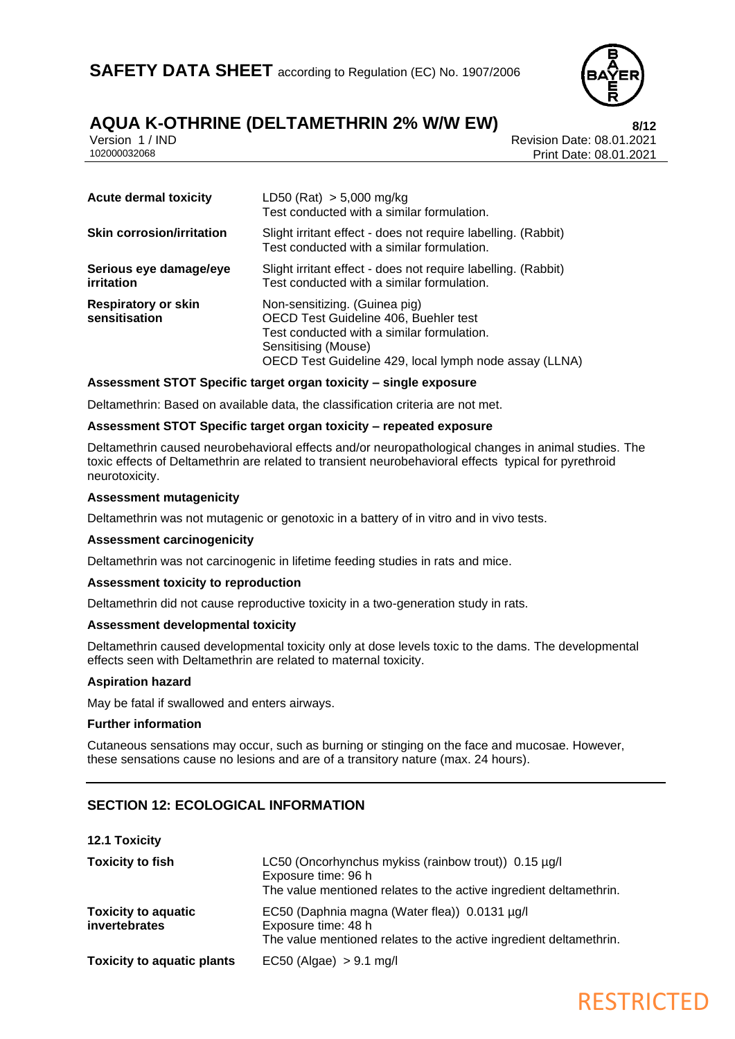| | |
|---|---|
| **Acute dermal toxicity** | LD50 (Rat) > 5,000 mg/kg<br>Test conducted with a similar formulation. |
| **Skin corrosion/irritation** | Slight irritant effect - does not require labelling. (Rabbit)<br>Test conducted with a similar formulation. |
| **Serious eye damage/eye irritation** | Slight irritant effect - does not require labelling. (Rabbit)<br>Test conducted with a similar formulation. |
| **Respiratory or skin sensitisation** | Non-sensitizing. (Guinea pig)<br>OECD Test Guideline 406, Buehler test<br>Test conducted with a similar formulation.<br>Sensitising (Mouse)<br>OECD Test Guideline 429, local lymph node assay (LLNA) |

**Assessment STOT Specific target organ toxicity – single exposure**

Deltamethrin: Based on available data, the classification criteria are not met.

**Assessment STOT Specific target organ toxicity – repeated exposure**

Deltamethrin caused neurobehavioral effects and/or neuropathological changes in animal studies. The toxic effects of Deltamethrin are related to transient neurobehavioral effects typical for pyrethroid neurotoxicity.

**Assessment mutagenicity**

Deltamethrin was not mutagenic or genotoxic in a battery of in vitro and in vivo tests.

**Assessment carcinogenicity**

Deltamethrin was not carcinogenic in lifetime feeding studies in rats and mice.

**Assessment toxicity to reproduction**

Deltamethrin did not cause reproductive toxicity in a two-generation study in rats.

**Assessment developmental toxicity**

Deltamethrin caused developmental toxicity only at dose levels toxic to the dams. The developmental effects seen with Deltamethrin are related to maternal toxicity.

**Aspiration hazard**

May be fatal if swallowed and enters airways.

**Further information**

Cutaneous sensations may occur, such as burning or stinging on the face and mucosae. However, these sensations cause no lesions and are of a transitory nature (max. 24 hours).

## SECTION 12: ECOLOGICAL INFORMATION

**12.1 Toxicity**

| | |
|---|---|
| **Toxicity to fish** | LC50 (Oncorhynchus mykiss (rainbow trout)) 0.15 µg/l<br>Exposure time: 96 h<br>The value mentioned relates to the active ingredient deltamethrin. |
| **Toxicity to aquatic invertebrates** | EC50 (Daphnia magna (Water flea)) 0.0131 µg/l<br>Exposure time: 48 h<br>The value mentioned relates to the active ingredient deltamethrin. |
| **Toxicity to aquatic plants** | EC50 (Algae) > 9.1 mg/l |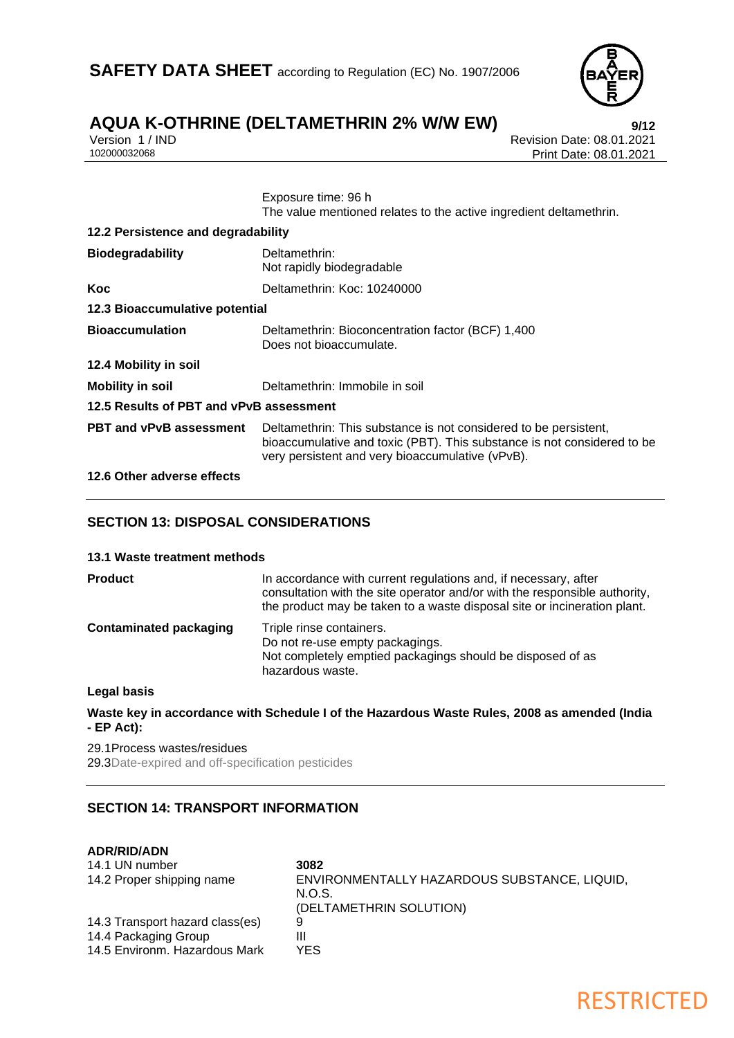Exposure time: 96 h
The value mentioned relates to the active ingredient deltamethrin.

**12.2 Persistence and degradability**

| | |
|---|---|
| **Biodegradability** | Deltamethrin: Not rapidly biodegradable |
| **Koc** | Deltamethrin: Koc: 10240000 |

**12.3 Bioaccumulative potential**

| | |
|---|---|
| **Bioaccumulation** | Deltamethrin: Bioconcentration factor (BCF) 1,400 Does not bioaccumulate. |

**12.4 Mobility in soil**

| | |
|---|---|
| **Mobility in soil** | Deltamethrin: Immobile in soil |

**12.5 Results of PBT and vPvB assessment**

| | |
|---|---|
| **PBT and vPvB assessment** | Deltamethrin: This substance is not considered to be persistent, bioaccumulative and toxic (PBT). This substance is not considered to be very persistent and very bioaccumulative (vPvB). |

**12.6 Other adverse effects**

## SECTION 13: DISPOSAL CONSIDERATIONS

**13.1 Waste treatment methods**

| | |
|---|---|
| **Product** | In accordance with current regulations and, if necessary, after consultation with the site operator and/or with the responsible authority, the product may be taken to a waste disposal site or incineration plant. |
| **Contaminated packaging** | Triple rinse containers. Do not re-use empty packagings. Not completely emptied packagings should be disposed of as hazardous waste. |

**Legal basis**

**Waste key in accordance with Schedule I of the Hazardous Waste Rules, 2008 as amended (India - EP Act):**

29.1Process wastes/residues
29.3Date-expired and off-specification pesticides

## SECTION 14: TRANSPORT INFORMATION

**ADR/RID/ADN**

| | |
|---|---|
| 14.1 UN number | **3082** |
| 14.2 Proper shipping name | ENVIRONMENTALLY HAZARDOUS SUBSTANCE, LIQUID, N.O.S. (DELTAMETHRIN SOLUTION) |
| 14.3 Transport hazard class(es) | 9 |
| 14.4 Packaging Group | III |
| 14.5 Environm. Hazardous Mark | YES |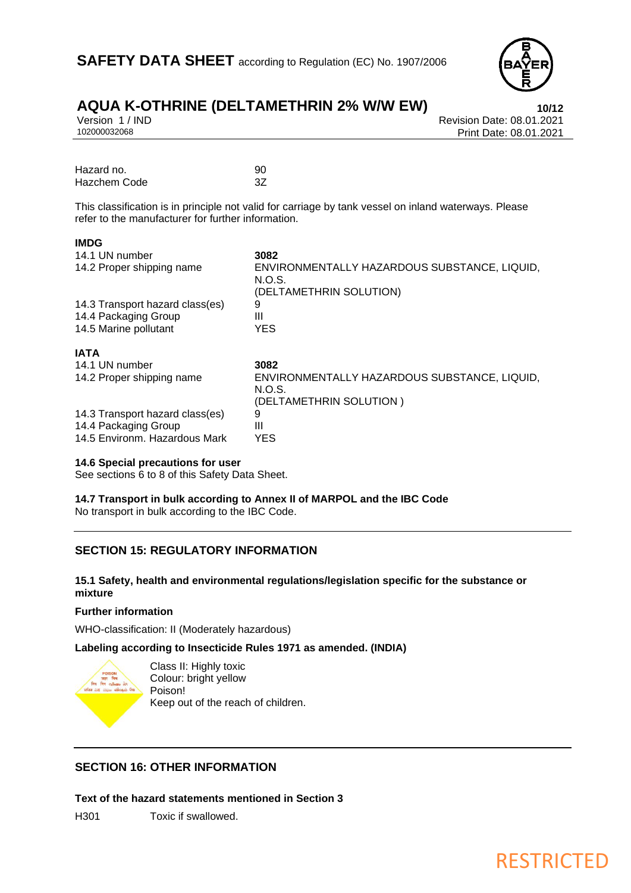| | |
|---|---|
| Hazard no. | 90 |
| Hazchem Code | 3Z |

This classification is in principle not valid for carriage by tank vessel on inland waterways. Please refer to the manufacturer for further information.

**IMDG**

| | |
|---|---|
| 14.1 UN number | **3082** |
| 14.2 Proper shipping name | ENVIRONMENTALLY HAZARDOUS SUBSTANCE, LIQUID, N.O.S. (DELTAMETHRIN SOLUTION) |
| 14.3 Transport hazard class(es) | 9 |
| 14.4 Packaging Group | III |
| 14.5 Marine pollutant | YES |

**IATA**

| | |
|---|---|
| 14.1 UN number | **3082** |
| 14.2 Proper shipping name | ENVIRONMENTALLY HAZARDOUS SUBSTANCE, LIQUID, N.O.S. (DELTAMETHRIN SOLUTION ) |
| 14.3 Transport hazard class(es) | 9 |
| 14.4 Packaging Group | III |
| 14.5 Environm. Hazardous Mark | YES |

**14.6 Special precautions for user**

See sections 6 to 8 of this Safety Data Sheet.

**14.7 Transport in bulk according to Annex II of MARPOL and the IBC Code**

No transport in bulk according to the IBC Code.

## SECTION 15: REGULATORY INFORMATION

**15.1 Safety, health and environmental regulations/legislation specific for the substance or mixture**

**Further information**

WHO-classification: II (Moderately hazardous)

**Labeling according to Insecticide Rules 1971 as amended. (INDIA)**

Class II: Highly toxic
Colour: bright yellow
Poison!
Keep out of the reach of children.

## SECTION 16: OTHER INFORMATION

**Text of the hazard statements mentioned in Section 3**

H301 Toxic if swallowed.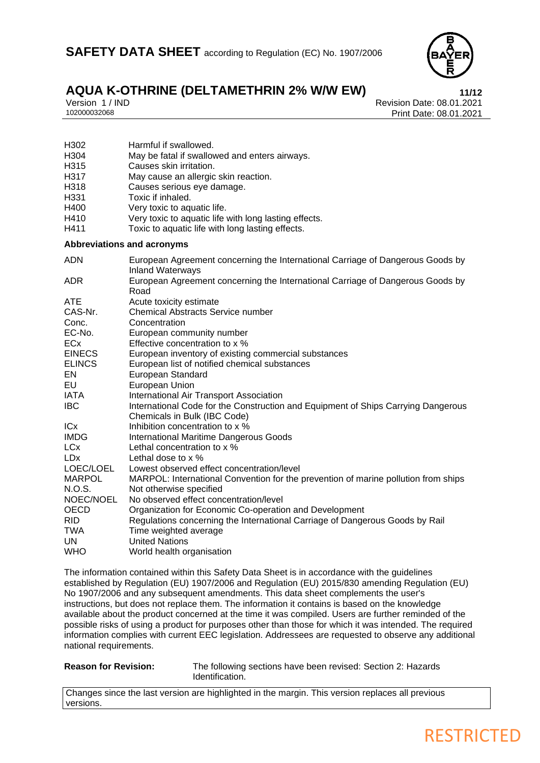| | |
|---|---|
| H302 | Harmful if swallowed. |
| H304 | May be fatal if swallowed and enters airways. |
| H315 | Causes skin irritation. |
| H317 | May cause an allergic skin reaction. |
| H318 | Causes serious eye damage. |
| H331 | Toxic if inhaled. |
| H400 | Very toxic to aquatic life. |
| H410 | Very toxic to aquatic life with long lasting effects. |
| H411 | Toxic to aquatic life with long lasting effects. |

**Abbreviations and acronyms**

| | |
|---|---|
| ADN | European Agreement concerning the International Carriage of Dangerous Goods by Inland Waterways |
| ADR | European Agreement concerning the International Carriage of Dangerous Goods by Road |
| ATE | Acute toxicity estimate |
| CAS-Nr. | Chemical Abstracts Service number |
| Conc. | Concentration |
| EC-No. | European community number |
| ECx | Effective concentration to x % |
| EINECS | European inventory of existing commercial substances |
| ELINCS | European list of notified chemical substances |
| EN | European Standard |
| EU | European Union |
| IATA | International Air Transport Association |
| IBC | International Code for the Construction and Equipment of Ships Carrying Dangerous Chemicals in Bulk (IBC Code) |
| ICx | Inhibition concentration to x % |
| IMDG | International Maritime Dangerous Goods |
| LCx | Lethal concentration to x % |
| LDx | Lethal dose to x % |
| LOEC/LOEL | Lowest observed effect concentration/level |
| MARPOL | MARPOL: International Convention for the prevention of marine pollution from ships |
| N.O.S. | Not otherwise specified |
| NOEC/NOEL | No observed effect concentration/level |
| OECD | Organization for Economic Co-operation and Development |
| RID | Regulations concerning the International Carriage of Dangerous Goods by Rail |
| TWA | Time weighted average |
| UN | United Nations |
| WHO | World health organisation |

The information contained within this Safety Data Sheet is in accordance with the guidelines established by Regulation (EU) 1907/2006 and Regulation (EU) 2015/830 amending Regulation (EU) No 1907/2006 and any subsequent amendments. This data sheet complements the user's instructions, but does not replace them. The information it contains is based on the knowledge available about the product concerned at the time it was compiled. Users are further reminded of the possible risks of using a product for purposes other than those for which it was intended. The required information complies with current EEC legislation. Addressees are requested to observe any additional national requirements.

**Reason for Revision:** The following sections have been revised: Section 2: Hazards Identification.

Changes since the last version are highlighted in the margin. This version replaces all previous versions.